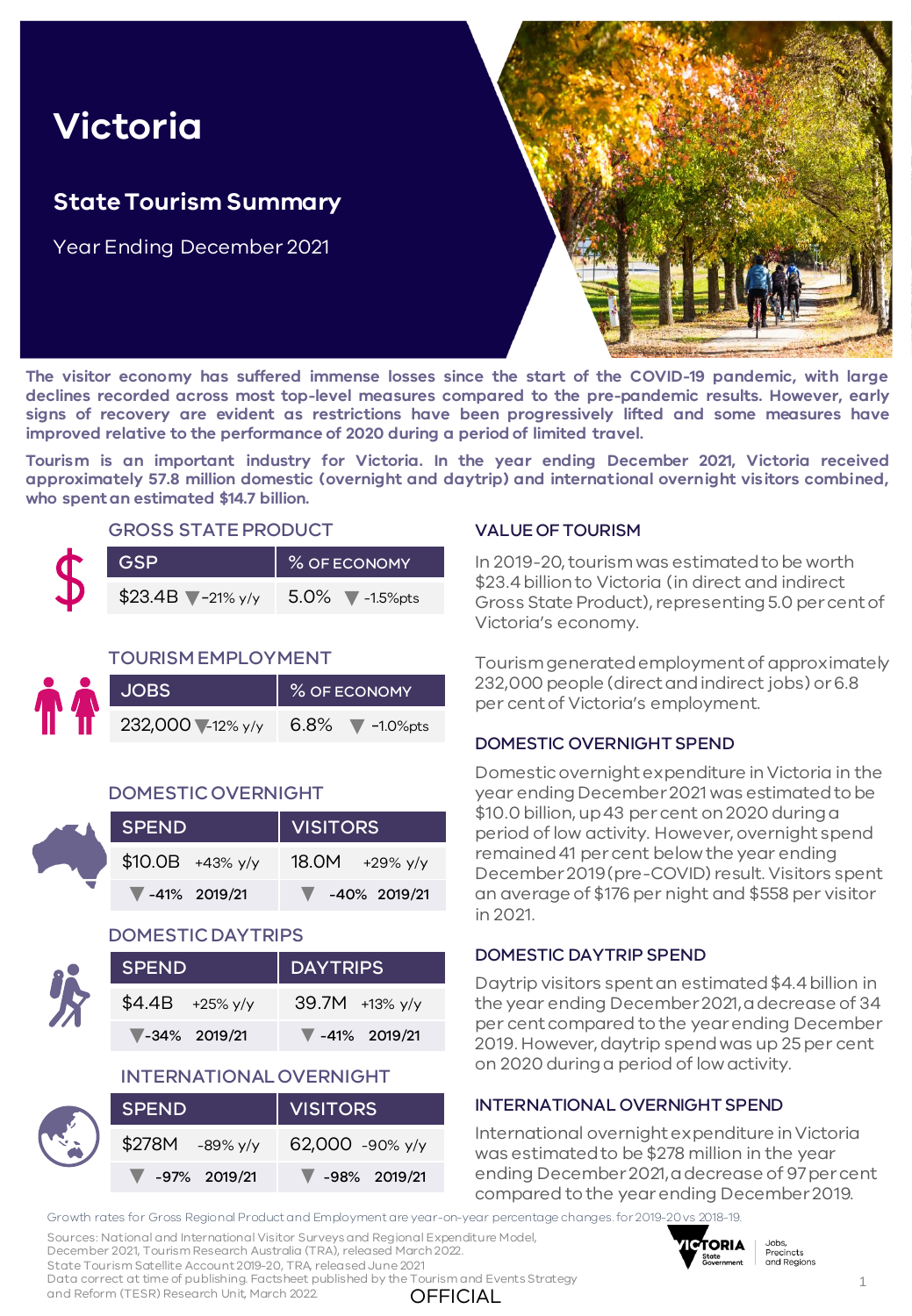# Victoria

## State Tourism Summary

Year Ending December 2021

**The visitor economy has suffered immense losses since the start of the COVID-19 pandemic, with large declines recorded across most top-level measures compared to the pre-pandemic results. However, early signs of recovery are evident as restrictions have been progressively lifted and some measures have improved relative to the performance of 2020 during a period of limited travel.**

**Tourism is an important industry for Victoria. In the year ending December 2021, Victoria received approximately 57.8 million domestic (overnight and daytrip) and international overnight visitors combined, who spent an estimated $14.7 billion.**

### GROSS STATE PRODUCT

| GSP | % OF ECONOMY |
|---|---|
| $23.4B ▼-21% y/y | 5.0% ▼ -1.5%pts |

### TOURISM EMPLOYMENT

| JOBS | % OF ECONOMY |
|---|---|
| 232,000 ▼-12% y/y | 6.8% ▼ -1.0%pts |

### DOMESTIC OVERNIGHT

| SPEND | VISITORS |
|---|---|
| $10.0B +43% y/y | 18.0M +29% y/y |
| ▼ -41% 2019/21 | ▼ -40% 2019/21 |

### DOMESTIC DAYTRIPS

| SPEND | DAYTRIPS |
|---|---|
| $4.4B +25% y/y | 39.7M +13% y/y |
| ▼-34% 2019/21 | ▼ -41% 2019/21 |

### INTERNATIONAL OVERNIGHT

| SPEND | VISITORS |
|---|---|
| $278M -89% y/y | 62,000 -90% y/y |
| ▼ -97% 2019/21 | ▼ -98% 2019/21 |

### VALUE OF TOURISM

In 2019-20, tourism was estimated to be worth $23.4 billion to Victoria (in direct and indirect Gross State Product), representing 5.0 per cent of Victoria's economy.

Tourism generated employment of approximately 232,000 people (direct and indirect jobs) or 6.8 per cent of Victoria's employment.

### DOMESTIC OVERNIGHT SPEND

Domestic overnight expenditure in Victoria in the year ending December 2021 was estimated to be $10.0 billion, up 43 per cent on 2020 during a period of low activity. However, overnight spend remained 41 per cent below the year ending December 2019 (pre-COVID) result. Visitors spent an average of $176 per night and $558 per visitor in 2021.

### DOMESTIC DAYTRIP SPEND

Daytrip visitors spent an estimated $4.4 billion in the year ending December 2021, a decrease of 34 per cent compared to the year ending December 2019. However, daytrip spend was up 25 per cent on 2020 during a period of low activity.

### INTERNATIONAL OVERNIGHT SPEND

International overnight expenditure in Victoria was estimated to be $278 million in the year ending December 2021, a decrease of 97 per cent compared to the year ending December 2019.

Growth rates for Gross Regional Product and Employment are year-on-year percentage changes. for 2019-20 vs 2018-19.

Sources: National and International Visitor Surveys and Regional Expenditure Model, December 2021, Tourism Research Australia (TRA), released March 2022.
State Tourism Satellite Account 2019-20, TRA, released June 2021
Data correct at time of publishing. Factsheet published by the Tourism and Events Strategy and Reform (TESR) Research Unit, March 2022.

OFFICIAL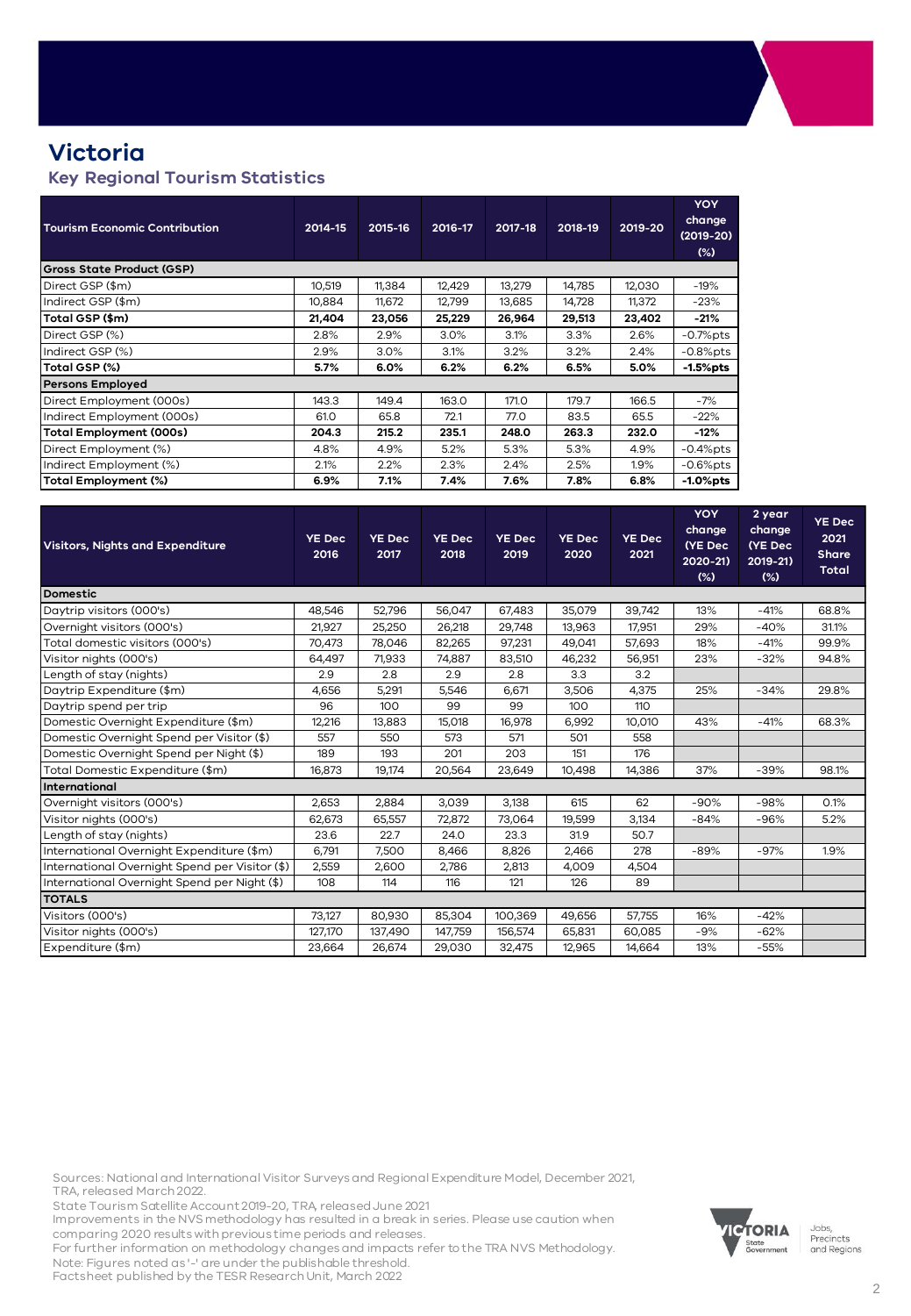# Victoria

## Key Regional Tourism Statistics

| Tourism Economic Contribution | 2014-15 | 2015-16 | 2016-17 | 2017-18 | 2018-19 | 2019-20 | YOY change (2019-20) (%) |
|---|---|---|---|---|---|---|---|
| **Gross State Product (GSP)** | | | | | | | |
| Direct GSP ($m) | 10,519 | 11,384 | 12,429 | 13,279 | 14,785 | 12,030 | -19% |
| Indirect GSP ($m) | 10,884 | 11,672 | 12,799 | 13,685 | 14,728 | 11,372 | -23% |
| **Total GSP ($m)** | **21,404** | **23,056** | **25,229** | **26,964** | **29,513** | **23,402** | **-21%** |
| Direct GSP (%) | 2.8% | 2.9% | 3.0% | 3.1% | 3.3% | 2.6% | -0.7%pts |
| Indirect GSP (%) | 2.9% | 3.0% | 3.1% | 3.2% | 3.2% | 2.4% | -0.8%pts |
| **Total GSP (%)** | **5.7%** | **6.0%** | **6.2%** | **6.2%** | **6.5%** | **5.0%** | **-1.5%pts** |
| **Persons Employed** | | | | | | | |
| Direct Employment (000s) | 143.3 | 149.4 | 163.0 | 171.0 | 179.7 | 166.5 | -7% |
| Indirect Employment (000s) | 61.0 | 65.8 | 72.1 | 77.0 | 83.5 | 65.5 | -22% |
| **Total Employment (000s)** | **204.3** | **215.2** | **235.1** | **248.0** | **263.3** | **232.0** | **-12%** |
| Direct Employment (%) | 4.8% | 4.9% | 5.2% | 5.3% | 5.3% | 4.9% | -0.4%pts |
| Indirect Employment (%) | 2.1% | 2.2% | 2.3% | 2.4% | 2.5% | 1.9% | -0.6%pts |
| **Total Employment (%)** | **6.9%** | **7.1%** | **7.4%** | **7.6%** | **7.8%** | **6.8%** | **-1.0%pts** |

| Visitors, Nights and Expenditure | YE Dec 2016 | YE Dec 2017 | YE Dec 2018 | YE Dec 2019 | YE Dec 2020 | YE Dec 2021 | YOY change (YE Dec 2020-21) (%) | 2 year change (YE Dec 2019-21) (%) | YE Dec 2021 Share Total |
|---|---|---|---|---|---|---|---|---|---|
| **Domestic** | | | | | | | | | |
| Daytrip visitors (000's) | 48,546 | 52,796 | 56,047 | 67,483 | 35,079 | 39,742 | 13% | -41% | 68.8% |
| Overnight visitors (000's) | 21,927 | 25,250 | 26,218 | 29,748 | 13,963 | 17,951 | 29% | -40% | 31.1% |
| Total domestic visitors (000's) | 70,473 | 78,046 | 82,265 | 97,231 | 49,041 | 57,693 | 18% | -41% | 99.9% |
| Visitor nights (000's) | 64,497 | 71,933 | 74,887 | 83,510 | 46,232 | 56,951 | 23% | -32% | 94.8% |
| Length of stay (nights) | 2.9 | 2.8 | 2.9 | 2.8 | 3.3 | 3.2 | | | |
| Daytrip Expenditure ($m) | 4,656 | 5,291 | 5,546 | 6,671 | 3,506 | 4,375 | 25% | -34% | 29.8% |
| Daytrip spend per trip | 96 | 100 | 99 | 99 | 100 | 110 | | | |
| Domestic Overnight Expenditure ($m) | 12,216 | 13,883 | 15,018 | 16,978 | 6,992 | 10,010 | 43% | -41% | 68.3% |
| Domestic Overnight Spend per Visitor ($) | 557 | 550 | 573 | 571 | 501 | 558 | | | |
| Domestic Overnight Spend per Night ($) | 189 | 193 | 201 | 203 | 151 | 176 | | | |
| Total Domestic Expenditure ($m) | 16,873 | 19,174 | 20,564 | 23,649 | 10,498 | 14,386 | 37% | -39% | 98.1% |
| **International** | | | | | | | | | |
| Overnight visitors (000's) | 2,653 | 2,884 | 3,039 | 3,138 | 615 | 62 | -90% | -98% | 0.1% |
| Visitor nights (000's) | 62,673 | 65,557 | 72,872 | 73,064 | 19,599 | 3,134 | -84% | -96% | 5.2% |
| Length of stay (nights) | 23.6 | 22.7 | 24.0 | 23.3 | 31.9 | 50.7 | | | |
| International Overnight Expenditure ($m) | 6,791 | 7,500 | 8,466 | 8,826 | 2,466 | 278 | -89% | -97% | 1.9% |
| International Overnight Spend per Visitor ($) | 2,559 | 2,600 | 2,786 | 2,813 | 4,009 | 4,504 | | | |
| International Overnight Spend per Night ($) | 108 | 114 | 116 | 121 | 126 | 89 | | | |
| **TOTALS** | | | | | | | | | |
| Visitors (000's) | 73,127 | 80,930 | 85,304 | 100,369 | 49,656 | 57,755 | 16% | -42% | |
| Visitor nights (000's) | 127,170 | 137,490 | 147,759 | 156,574 | 65,831 | 60,085 | -9% | -62% | |
| Expenditure ($m) | 23,664 | 26,674 | 29,030 | 32,475 | 12,965 | 14,664 | 13% | -55% | |

Sources: National and International Visitor Surveys and Regional Expenditure Model, December 2021, TRA, released March 2022.
State Tourism Satellite Account 2019-20, TRA, released June 2021
Improvements in the NVS methodology has resulted in a break in series. Please use caution when comparing 2020 results with previous time periods and releases.
For further information on methodology changes and impacts refer to the TRA NVS Methodology.
Note: Figures noted as '-' are under the publishable threshold.
Factsheet published by the TESR Research Unit, March 2022

Victoria State Government | Jobs, Precincts and Regions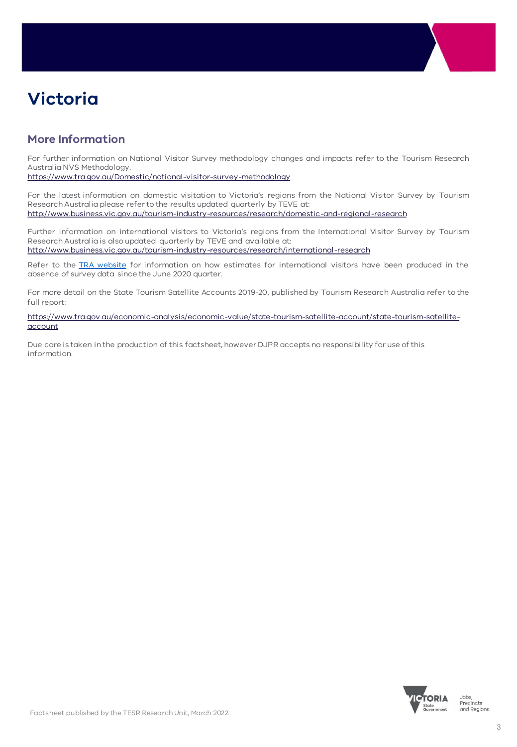# Victoria

## More Information

For further information on National Visitor Survey methodology changes and impacts refer to the Tourism Research Australia NVS Methodology.
https://www.tra.gov.au/Domestic/national-visitor-survey-methodology

For the latest information on domestic visitation to Victoria's regions from the National Visitor Survey by Tourism Research Australia please refer to the results updated quarterly by TEVE at:
http://www.business.vic.gov.au/tourism-industry-resources/research/domestic-and-regional-research

Further information on international visitors to Victoria's regions from the International Visitor Survey by Tourism Research Australia is also updated quarterly by TEVE and available at:
http://www.business.vic.gov.au/tourism-industry-resources/research/international-research

Refer to the TRA website for information on how estimates for international visitors have been produced in the absence of survey data since the June 2020 quarter.

For more detail on the State Tourism Satellite Accounts 2019-20, published by Tourism Research Australia refer to the full report:

https://www.tra.gov.au/economic-analysis/economic-value/state-tourism-satellite-account/state-tourism-satellite-account

Due care is taken in the production of this factsheet, however DJPR accepts no responsibility for use of this information.

Factsheet published by the TESR Research Unit, March 2022.